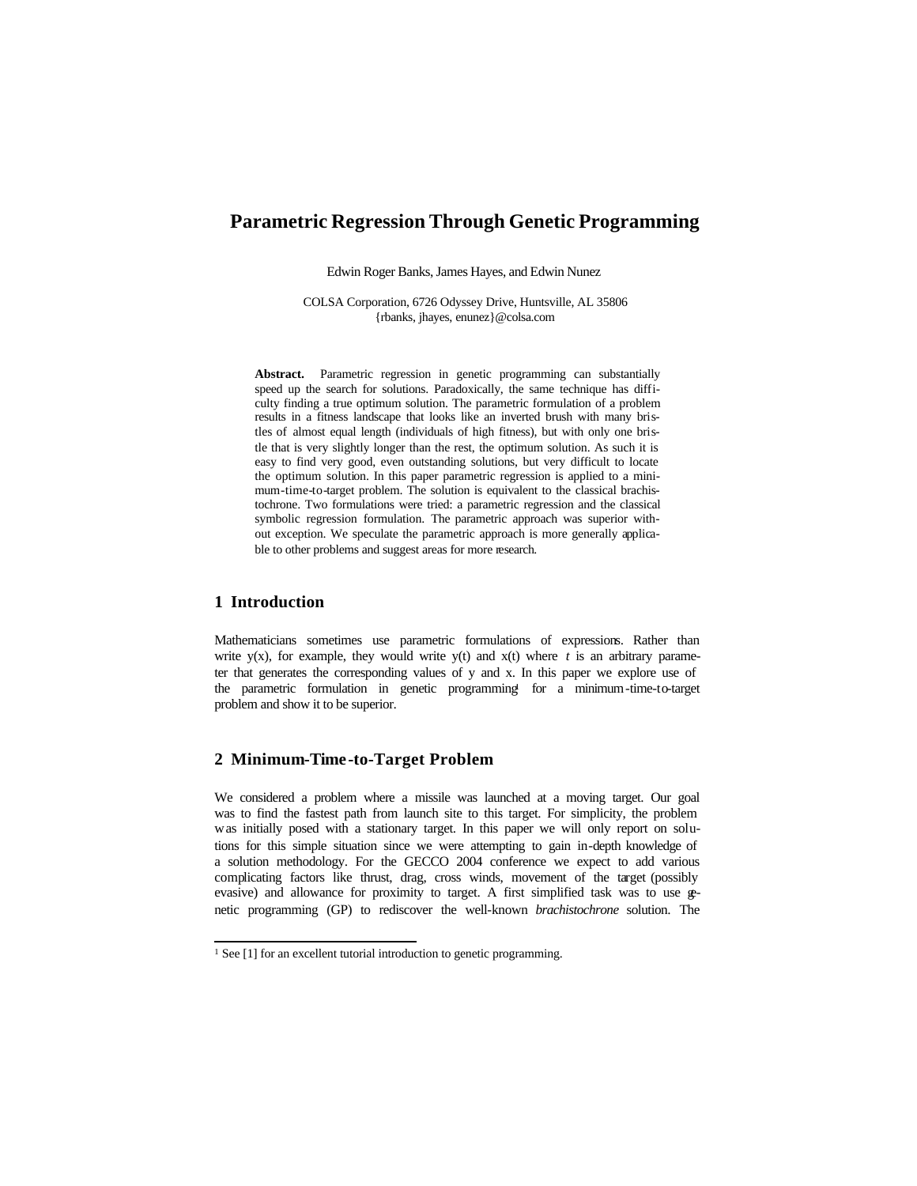# Parametric Regression Through Genetic Programming

Edwin Roger Banks, James Hayes, and Edwin Nunez

COLSA Corporation, 6726 Odyssey Drive, Huntsville, AL 35806
{rbanks, jhayes, enunez}@colsa.com

**Abstract.** Parametric regression in genetic programming can substantially speed up the search for solutions. Paradoxically, the same technique has difficulty finding a true optimum solution. The parametric formulation of a problem results in a fitness landscape that looks like an inverted brush with many bristles of almost equal length (individuals of high fitness), but with only one bristle that is very slightly longer than the rest, the optimum solution. As such it is easy to find very good, even outstanding solutions, but very difficult to locate the optimum solution. In this paper parametric regression is applied to a minimum-time-to-target problem. The solution is equivalent to the classical brachistochrone. Two formulations were tried: a parametric regression and the classical symbolic regression formulation. The parametric approach was superior without exception. We speculate the parametric approach is more generally applicable to other problems and suggest areas for more research.

## 1 Introduction

Mathematicians sometimes use parametric formulations of expressions. Rather than write y(x), for example, they would write y(t) and x(t) where *t* is an arbitrary parameter that generates the corresponding values of y and x. In this paper we explore use of the parametric formulation in genetic programming[1] for a minimum-time-to-target problem and show it to be superior.

## 2 Minimum-Time-to-Target Problem

We considered a problem where a missile was launched at a moving target. Our goal was to find the fastest path from launch site to this target. For simplicity, the problem was initially posed with a stationary target. In this paper we will only report on solutions for this simple situation since we were attempting to gain in-depth knowledge of a solution methodology. For the GECCO 2004 conference we expect to add various complicating factors like thrust, drag, cross winds, movement of the target (possibly evasive) and allowance for proximity to target. A first simplified task was to use genetic programming (GP) to rediscover the well-known *brachistochrone* solution. The

[1] See [1] for an excellent tutorial introduction to genetic programming.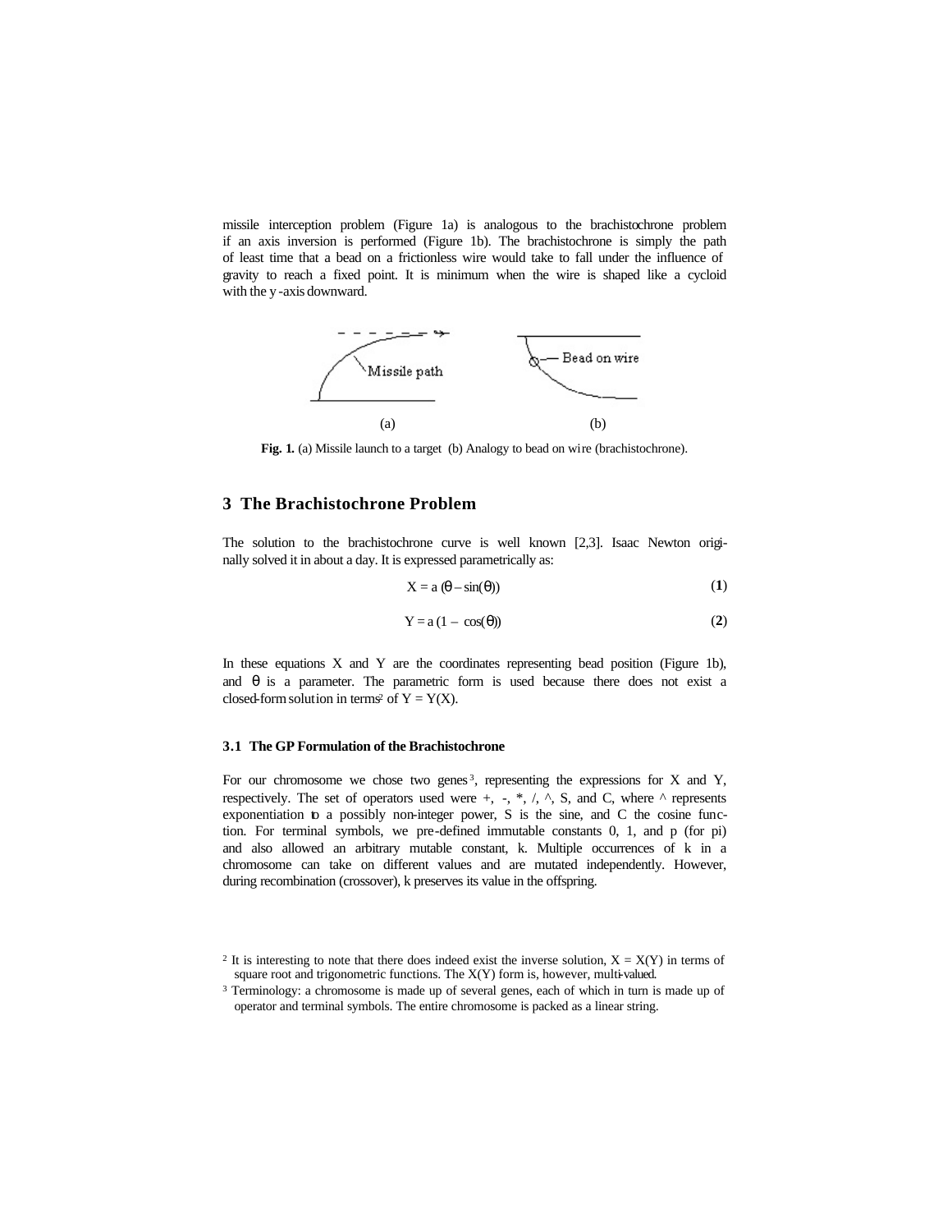missile interception problem (Figure 1a) is analogous to the brachistochrone problem if an axis inversion is performed (Figure 1b). The brachistochrone is simply the path of least time that a bead on a frictionless wire would take to fall under the influence of gravity to reach a fixed point. It is minimum when the wire is shaped like a cycloid with the y-axis downward.

**Fig. 1.** (a) Missile launch to a target (b) Analogy to bead on wire (brachistochrone).

## 3 The Brachistochrone Problem

The solution to the brachistochrone curve is well known [2,3]. Isaac Newton originally solved it in about a day. It is expressed parametrically as:

$$X = a\,(\theta - \sin(\theta)) \tag{1}$$

$$Y = a\,(1 - \cos(\theta)) \tag{2}$$

In these equations X and Y are the coordinates representing bead position (Figure 1b), and $\theta$ is a parameter. The parametric form is used because there does not exist a closed-form solution in terms[2] of $Y = Y(X)$.

### 3.1 The GP Formulation of the Brachistochrone

For our chromosome we chose two genes[3], representing the expressions for X and Y, respectively. The set of operators used were +, -, *, /, ^, S, and C, where ^ represents exponentiation to a possibly non-integer power, S is the sine, and C the cosine function. For terminal symbols, we pre-defined immutable constants 0, 1, and p (for pi) and also allowed an arbitrary mutable constant, k. Multiple occurrences of k in a chromosome can take on different values and are mutated independently. However, during recombination (crossover), k preserves its value in the offspring.

[2] It is interesting to note that there does indeed exist the inverse solution, $X = X(Y)$ in terms of square root and trigonometric functions. The $X(Y)$ form is, however, multi-valued.

[3] Terminology: a chromosome is made up of several genes, each of which in turn is made up of operator and terminal symbols. The entire chromosome is packed as a linear string.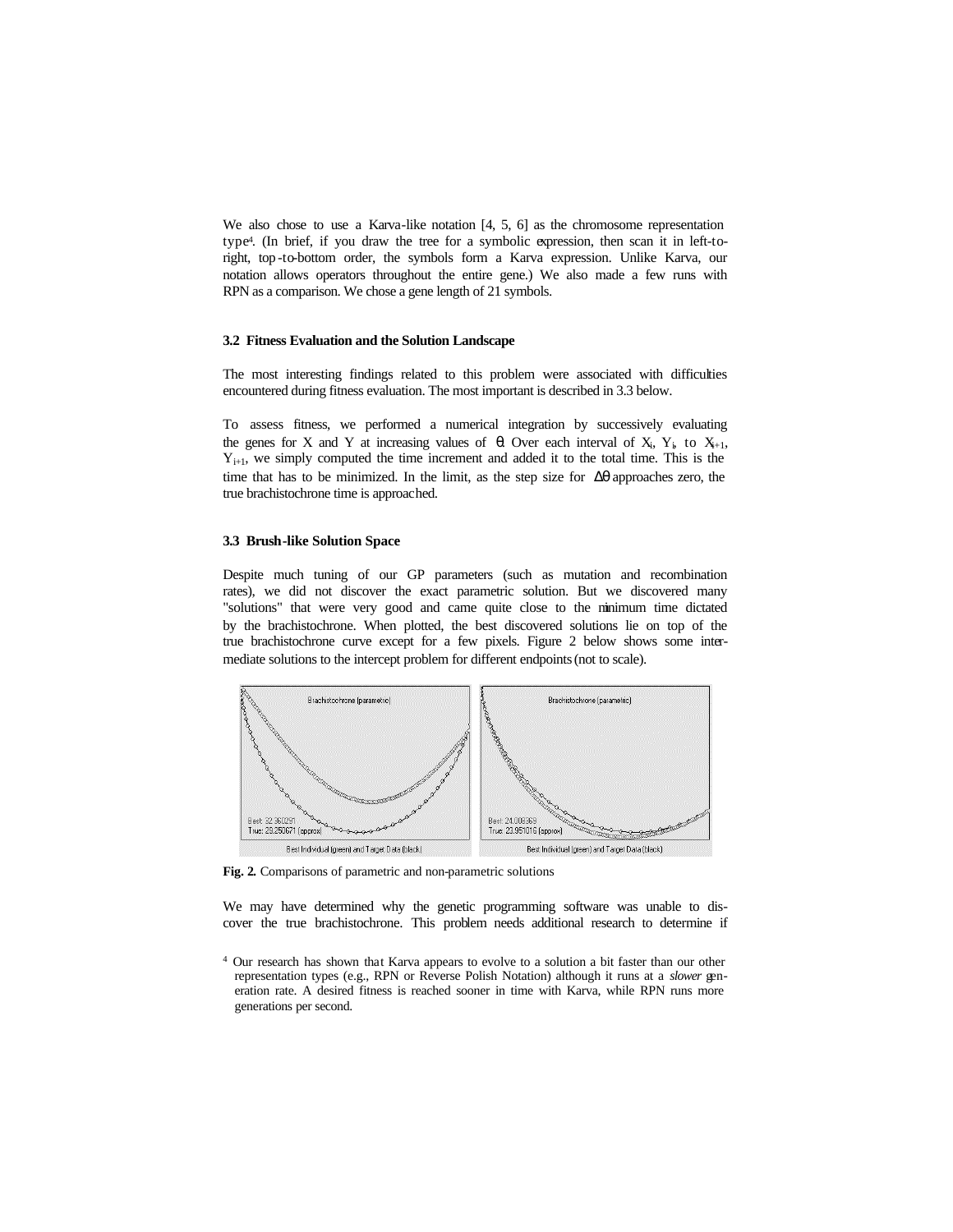We also chose to use a Karva-like notation [4, 5, 6] as the chromosome representation type[4]. (In brief, if you draw the tree for a symbolic expression, then scan it in left-to-right, top-to-bottom order, the symbols form a Karva expression. Unlike Karva, our notation allows operators throughout the entire gene.) We also made a few runs with RPN as a comparison. We chose a gene length of 21 symbols.

### 3.2 Fitness Evaluation and the Solution Landscape

The most interesting findings related to this problem were associated with difficulties encountered during fitness evaluation. The most important is described in 3.3 below.

To assess fitness, we performed a numerical integration by successively evaluating the genes for X and Y at increasing values of $\theta$. Over each interval of $X_i$, $Y_i$, to $X_{i+1}$, $Y_{i+1}$, we simply computed the time increment and added it to the total time. This is the time that has to be minimized. In the limit, as the step size for $\Delta\theta$ approaches zero, the true brachistochrone time is approached.

### 3.3 Brush-like Solution Space

Despite much tuning of our GP parameters (such as mutation and recombination rates), we did not discover the exact parametric solution. But we discovered many "solutions" that were very good and came quite close to the minimum time dictated by the brachistochrone. When plotted, the best discovered solutions lie on top of the true brachistochrone curve except for a few pixels. Figure 2 below shows some intermediate solutions to the intercept problem for different endpoints (not to scale).

**Fig. 2.** Comparisons of parametric and non-parametric solutions

We may have determined why the genetic programming software was unable to discover the true brachistochrone. This problem needs additional research to determine if

[4] Our research has shown that Karva appears to evolve to a solution a bit faster than our other representation types (e.g., RPN or Reverse Polish Notation) although it runs at a *slower* generation rate. A desired fitness is reached sooner in time with Karva, while RPN runs more generations per second.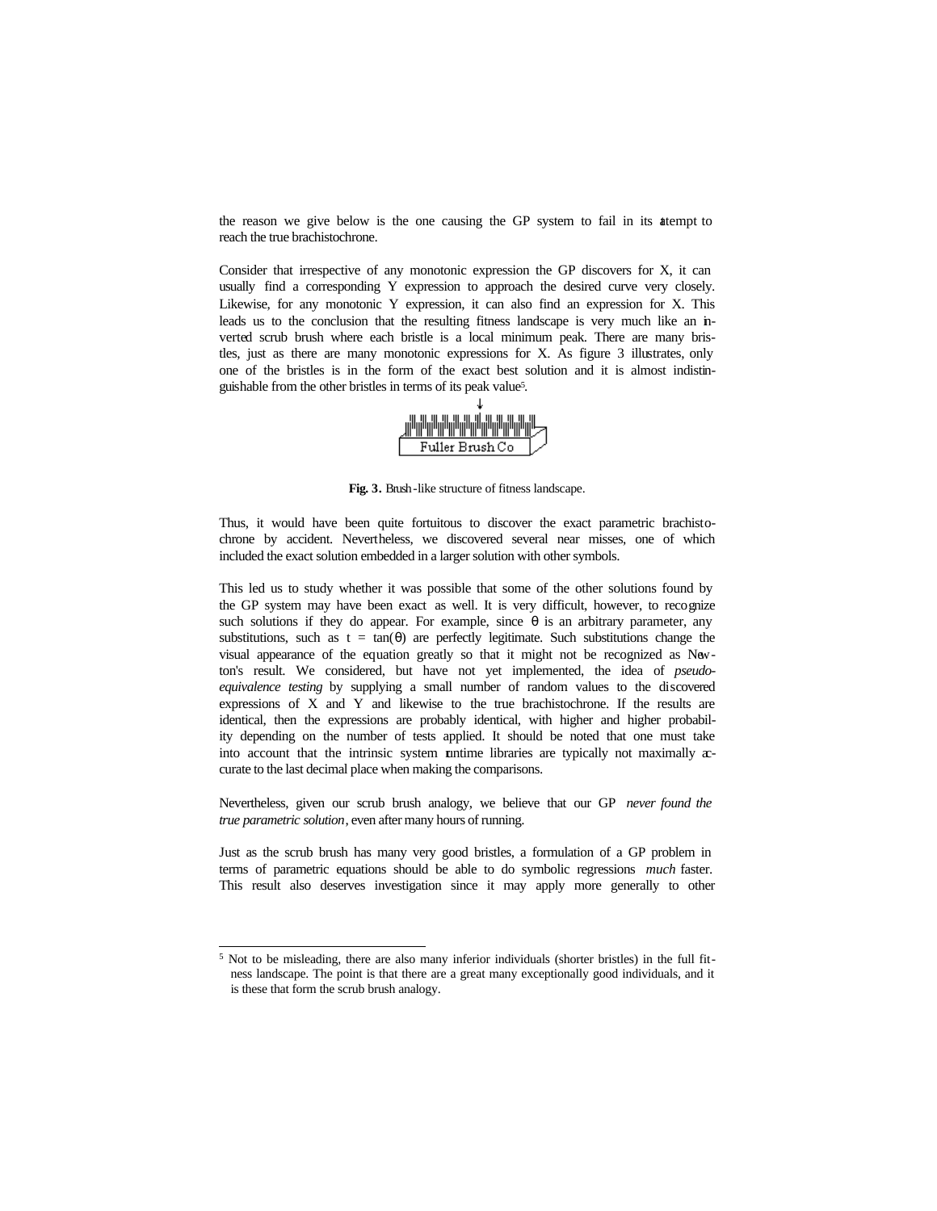the reason we give below is the one causing the GP system to fail in its attempt to reach the true brachistochrone.

Consider that irrespective of any monotonic expression the GP discovers for X, it can usually find a corresponding Y expression to approach the desired curve very closely. Likewise, for any monotonic Y expression, it can also find an expression for X. This leads us to the conclusion that the resulting fitness landscape is very much like an inverted scrub brush where each bristle is a local minimum peak. There are many bristles, just as there are many monotonic expressions for X. As figure 3 illustrates, only one of the bristles is in the form of the exact best solution and it is almost indistinguishable from the other bristles in terms of its peak value[5].

**Fig. 3.** Brush-like structure of fitness landscape.

Thus, it would have been quite fortuitous to discover the exact parametric brachistochrone by accident. Nevertheless, we discovered several near misses, one of which included the exact solution embedded in a larger solution with other symbols.

This led us to study whether it was possible that some of the other solutions found by the GP system may have been exact as well. It is very difficult, however, to recognize such solutions if they do appear. For example, since $\theta$ is an arbitrary parameter, any substitutions, such as $t = \tan(\theta)$ are perfectly legitimate. Such substitutions change the visual appearance of the equation greatly so that it might not be recognized as Newton's result. We considered, but have not yet implemented, the idea of *pseudo-equivalence testing* by supplying a small number of random values to the discovered expressions of X and Y and likewise to the true brachistochrone. If the results are identical, then the expressions are probably identical, with higher and higher probability depending on the number of tests applied. It should be noted that one must take into account that the intrinsic system runtime libraries are typically not maximally accurate to the last decimal place when making the comparisons.

Nevertheless, given our scrub brush analogy, we believe that our GP *never found the true parametric solution*, even after many hours of running.

Just as the scrub brush has many very good bristles, a formulation of a GP problem in terms of parametric equations should be able to do symbolic regressions *much* faster. This result also deserves investigation since it may apply more generally to other

[5] Not to be misleading, there are also many inferior individuals (shorter bristles) in the full fitness landscape. The point is that there are a great many exceptionally good individuals, and it is these that form the scrub brush analogy.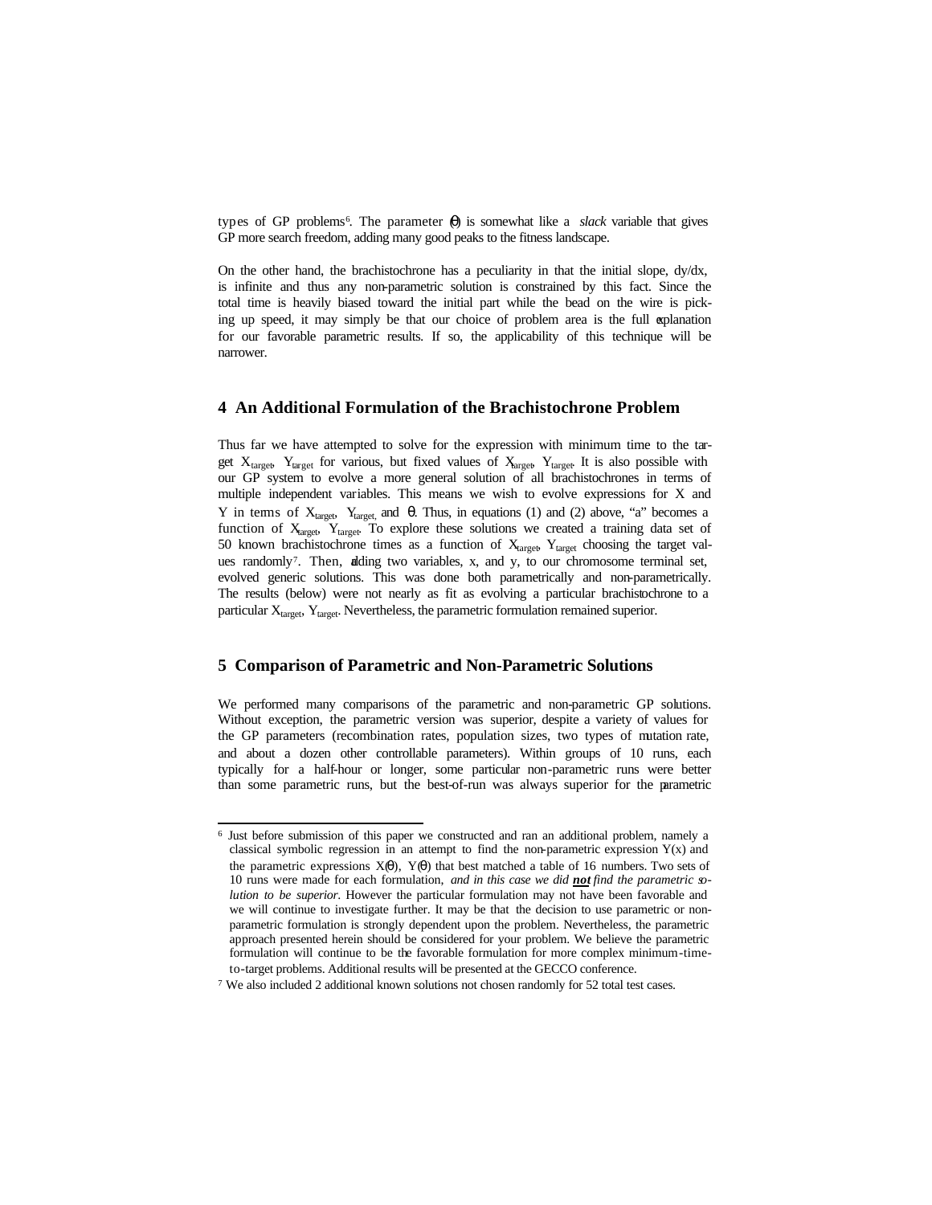types of GP problems[6]. The parameter ($\theta$) is somewhat like a *slack* variable that gives GP more search freedom, adding many good peaks to the fitness landscape.

On the other hand, the brachistochrone has a peculiarity in that the initial slope, dy/dx, is infinite and thus any non-parametric solution is constrained by this fact. Since the total time is heavily biased toward the initial part while the bead on the wire is picking up speed, it may simply be that our choice of problem area is the full explanation for our favorable parametric results. If so, the applicability of this technique will be narrower.

## 4 An Additional Formulation of the Brachistochrone Problem

Thus far we have attempted to solve for the expression with minimum time to the target $X_{target}$, $Y_{target}$ for various, but fixed values of $X_{target}$, $Y_{target}$. It is also possible with our GP system to evolve a more general solution of all brachistochrones in terms of multiple independent variables. This means we wish to evolve expressions for X and Y in terms of $X_{target}$, $Y_{target}$, and $\theta$. Thus, in equations (1) and (2) above, "a" becomes a function of $X_{target}$, $Y_{target}$. To explore these solutions we created a training data set of 50 known brachistochrone times as a function of $X_{target}$, $Y_{target}$ choosing the target values randomly[7]. Then, adding two variables, x, and y, to our chromosome terminal set, evolved generic solutions. This was done both parametrically and non-parametrically. The results (below) were not nearly as fit as evolving a particular brachistochrone to a particular $X_{target}$, $Y_{target}$. Nevertheless, the parametric formulation remained superior.

## 5 Comparison of Parametric and Non-Parametric Solutions

We performed many comparisons of the parametric and non-parametric GP solutions. Without exception, the parametric version was superior, despite a variety of values for the GP parameters (recombination rates, population sizes, two types of mutation rate, and about a dozen other controllable parameters). Within groups of 10 runs, each typically for a half-hour or longer, some particular non-parametric runs were better than some parametric runs, but the best-of-run was always superior for the parametric

---

[6] Just before submission of this paper we constructed and ran an additional problem, namely a classical symbolic regression in an attempt to find the non-parametric expression Y(x) and the parametric expressions $X(\theta)$, $Y(\theta)$ that best matched a table of 16 numbers. Two sets of 10 runs were made for each formulation, *and in this case we did* ***not*** *find the parametric solution to be superior*. However the particular formulation may not have been favorable and we will continue to investigate further. It may be that the decision to use parametric or non-parametric formulation is strongly dependent upon the problem. Nevertheless, the parametric approach presented herein should be considered for your problem. We believe the parametric formulation will continue to be the favorable formulation for more complex minimum-time-to-target problems. Additional results will be presented at the GECCO conference.

[7] We also included 2 additional known solutions not chosen randomly for 52 total test cases.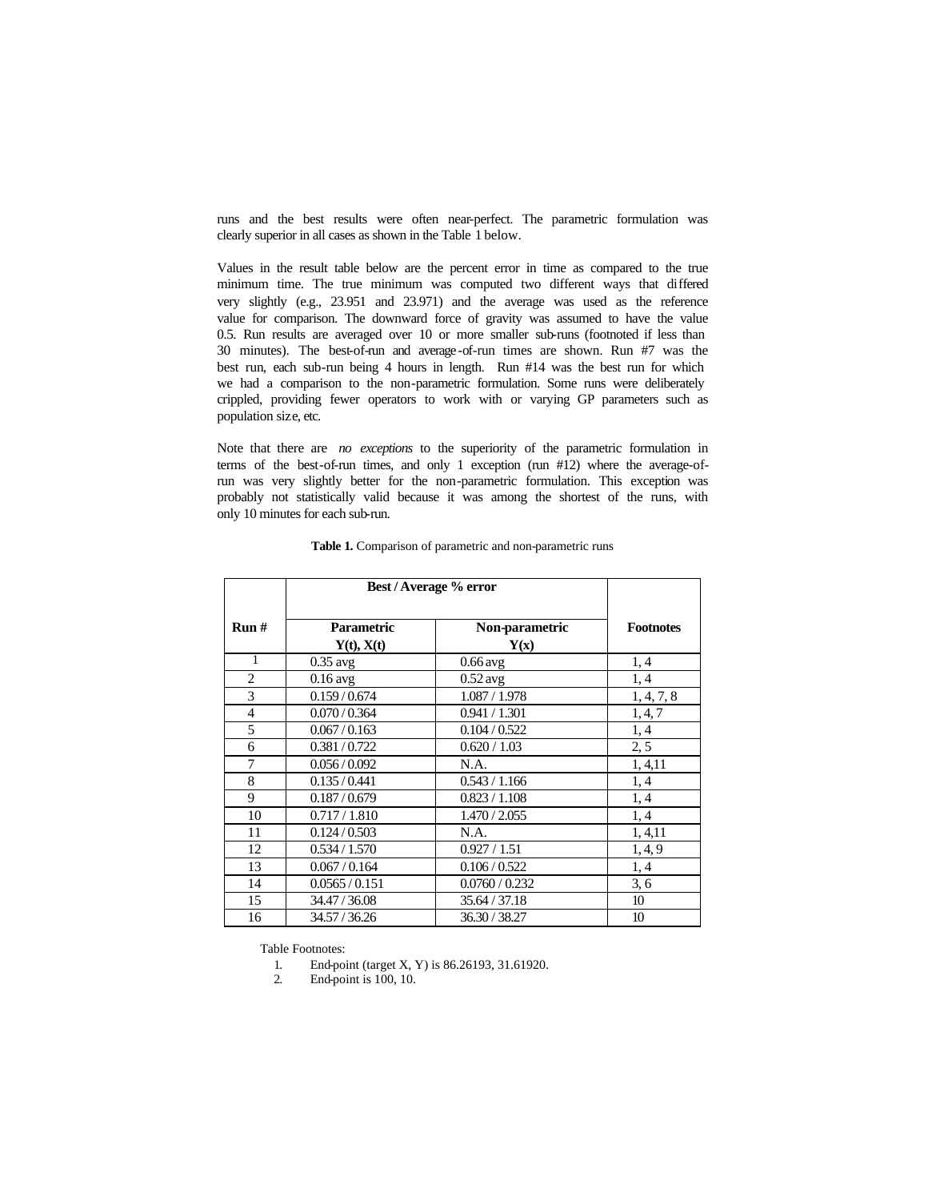runs and the best results were often near-perfect. The parametric formulation was clearly superior in all cases as shown in the Table 1 below.

Values in the result table below are the percent error in time as compared to the true minimum time. The true minimum was computed two different ways that differed very slightly (e.g., 23.951 and 23.971) and the average was used as the reference value for comparison. The downward force of gravity was assumed to have the value 0.5. Run results are averaged over 10 or more smaller sub-runs (footnoted if less than 30 minutes). The best-of-run and average-of-run times are shown. Run #7 was the best run, each sub-run being 4 hours in length. Run #14 was the best run for which we had a comparison to the non-parametric formulation. Some runs were deliberately crippled, providing fewer operators to work with or varying GP parameters such as population size, etc.

Note that there are *no exceptions* to the superiority of the parametric formulation in terms of the best-of-run times, and only 1 exception (run #12) where the average-of-run was very slightly better for the non-parametric formulation. This exception was probably not statistically valid because it was among the shortest of the runs, with only 10 minutes for each sub-run.

**Table 1.** Comparison of parametric and non-parametric runs

| Run # | Best / Average % error | | Footnotes |
|---|---|---|---|
| | **Parametric Y(t), X(t)** | **Non-parametric Y(x)** | |
| 1 | 0.35 avg | 0.66 avg | 1, 4 |
| 2 | 0.16 avg | 0.52 avg | 1, 4 |
| 3 | 0.159 / 0.674 | 1.087 / 1.978 | 1, 4, 7, 8 |
| 4 | 0.070 / 0.364 | 0.941 / 1.301 | 1, 4, 7 |
| 5 | 0.067 / 0.163 | 0.104 / 0.522 | 1, 4 |
| 6 | 0.381 / 0.722 | 0.620 / 1.03 | 2, 5 |
| 7 | 0.056 / 0.092 | N.A. | 1, 4,11 |
| 8 | 0.135 / 0.441 | 0.543 / 1.166 | 1, 4 |
| 9 | 0.187 / 0.679 | 0.823 / 1.108 | 1, 4 |
| 10 | 0.717 / 1.810 | 1.470 / 2.055 | 1, 4 |
| 11 | 0.124 / 0.503 | N.A. | 1, 4,11 |
| 12 | 0.534 / 1.570 | 0.927 / 1.51 | 1, 4, 9 |
| 13 | 0.067 / 0.164 | 0.106 / 0.522 | 1, 4 |
| 14 | 0.0565 / 0.151 | 0.0760 / 0.232 | 3, 6 |
| 15 | 34.47 / 36.08 | 35.64 / 37.18 | 10 |
| 16 | 34.57 / 36.26 | 36.30 / 38.27 | 10 |

Table Footnotes:

1. End-point (target X, Y) is 86.26193, 31.61920.
2. End-point is 100, 10.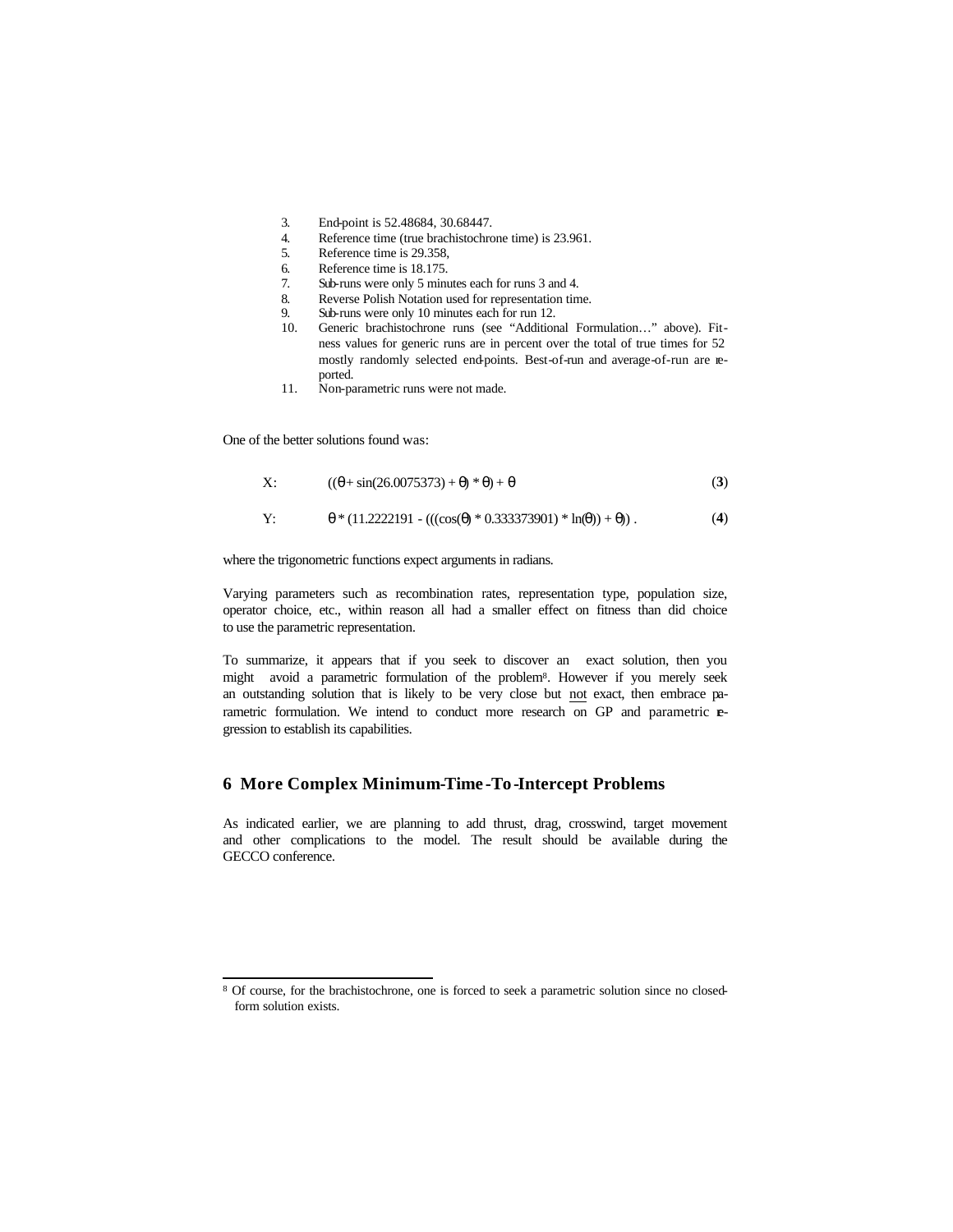3. End-point is 52.48684, 30.68447.
4. Reference time (true brachistochrone time) is 23.961.
5. Reference time is 29.358,
6. Reference time is 18.175.
7. Sub-runs were only 5 minutes each for runs 3 and 4.
8. Reverse Polish Notation used for representation time.
9. Sub-runs were only 10 minutes each for run 12.
10. Generic brachistochrone runs (see "Additional Formulation…" above). Fitness values for generic runs are in percent over the total of true times for 52 mostly randomly selected end-points. Best-of-run and average-of-run are reported.
11. Non-parametric runs were not made.

One of the better solutions found was:

$$\text{X:} \quad ((\theta + \sin(26.0075373) + \theta) * \theta) + \theta \tag{3}$$

$$\text{Y:} \quad \theta * (11.2222191 - (((\cos(\theta) * 0.333373901) * \ln(\theta)) + \theta)) \,. \tag{4}$$

where the trigonometric functions expect arguments in radians.

Varying parameters such as recombination rates, representation type, population size, operator choice, etc., within reason all had a smaller effect on fitness than did choice to use the parametric representation.

To summarize, it appears that if you seek to discover an exact solution, then you might avoid a parametric formulation of the problem[8]. However if you merely seek an outstanding solution that is likely to be very close but <u>not</u> exact, then embrace parametric formulation. We intend to conduct more research on GP and parametric regression to establish its capabilities.

## 6 More Complex Minimum-Time-To-Intercept Problems

As indicated earlier, we are planning to add thrust, drag, crosswind, target movement and other complications to the model. The result should be available during the GECCO conference.

---

[8] Of course, for the brachistochrone, one is forced to seek a parametric solution since no closed-form solution exists.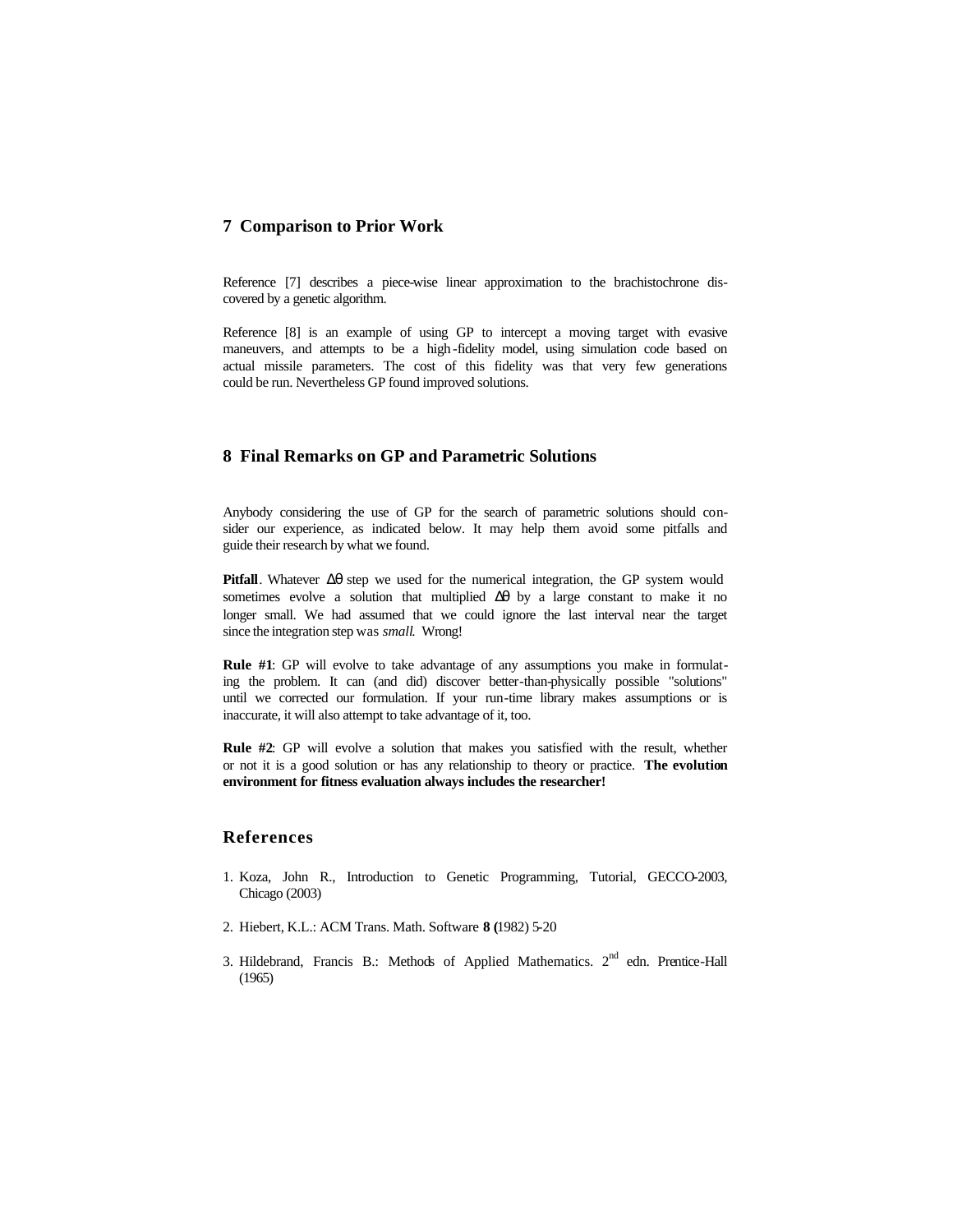## 7 Comparison to Prior Work

Reference [7] describes a piece-wise linear approximation to the brachistochrone discovered by a genetic algorithm.

Reference [8] is an example of using GP to intercept a moving target with evasive maneuvers, and attempts to be a high-fidelity model, using simulation code based on actual missile parameters. The cost of this fidelity was that very few generations could be run. Nevertheless GP found improved solutions.

## 8 Final Remarks on GP and Parametric Solutions

Anybody considering the use of GP for the search of parametric solutions should consider our experience, as indicated below. It may help them avoid some pitfalls and guide their research by what we found.

**Pitfall**. Whatever $\Delta\theta$ step we used for the numerical integration, the GP system would sometimes evolve a solution that multiplied $\Delta\theta$ by a large constant to make it no longer small. We had assumed that we could ignore the last interval near the target since the integration step was *small*. Wrong!

**Rule #1**: GP will evolve to take advantage of any assumptions you make in formulating the problem. It can (and did) discover better-than-physically possible "solutions" until we corrected our formulation. If your run-time library makes assumptions or is inaccurate, it will also attempt to take advantage of it, too.

**Rule #2**: GP will evolve a solution that makes you satisfied with the result, whether or not it is a good solution or has any relationship to theory or practice. **The evolution environment for fitness evaluation always includes the researcher!**

## References

1. Koza, John R., Introduction to Genetic Programming, Tutorial, GECCO-2003, Chicago (2003)
2. Hiebert, K.L.: ACM Trans. Math. Software **8 (**1982) 5-20
3. Hildebrand, Francis B.: Methods of Applied Mathematics. 2nd edn. Prentice-Hall (1965)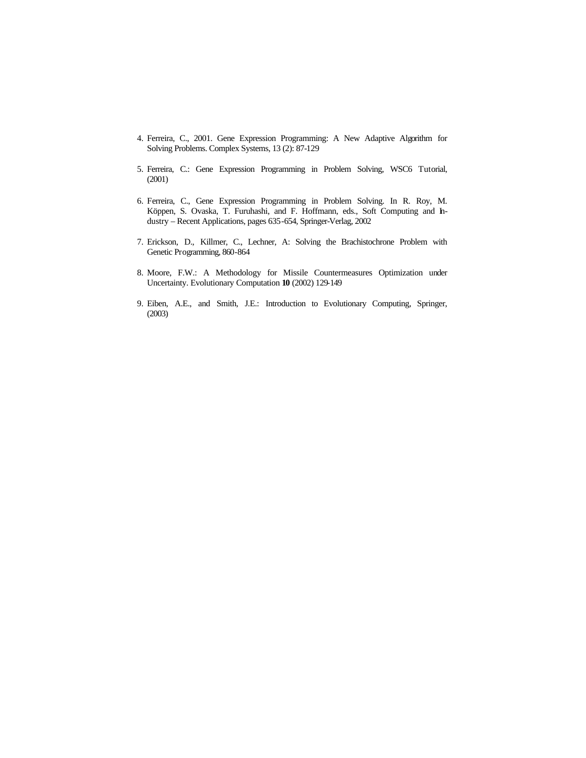4. Ferreira, C., 2001. Gene Expression Programming: A New Adaptive Algorithm for Solving Problems. Complex Systems, 13 (2): 87-129

5. Ferreira, C.: Gene Expression Programming in Problem Solving, WSC6 Tutorial, (2001)

6. Ferreira, C., Gene Expression Programming in Problem Solving. In R. Roy, M. Köppen, S. Ovaska, T. Furuhashi, and F. Hoffmann, eds., Soft Computing and Industry – Recent Applications, pages 635-654, Springer-Verlag, 2002

7. Erickson, D., Killmer, C., Lechner, A: Solving the Brachistochrone Problem with Genetic Programming, 860-864

8. Moore, F.W.: A Methodology for Missile Countermeasures Optimization under Uncertainty. Evolutionary Computation **10** (2002) 129-149

9. Eiben, A.E., and Smith, J.E.: Introduction to Evolutionary Computing, Springer, (2003)